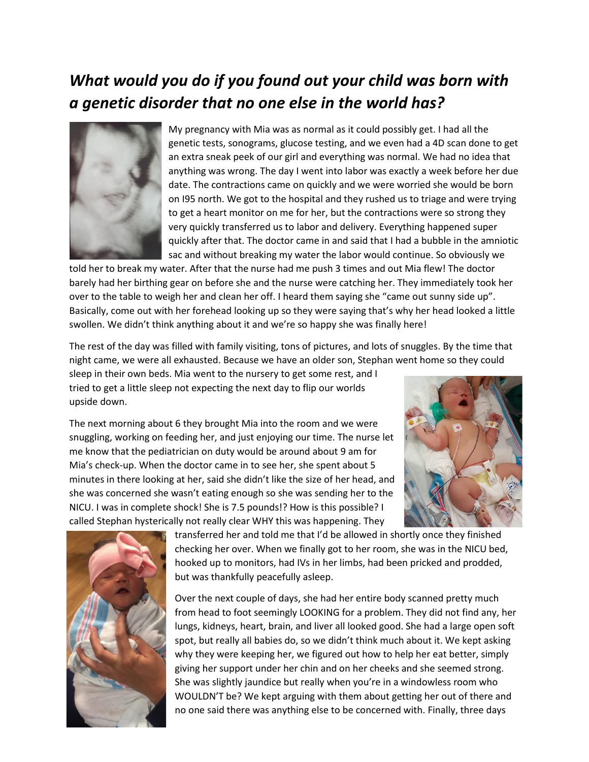# *What would you do if you found out your child was born with a genetic disorder that no one else in the world has?*

My pregnancy with Mia was as normal as it could possibly get. I had all the genetic tests, sonograms, glucose testing, and we even had a 4D scan done to get an extra sneak peek of our girl and everything was normal. We had no idea that anything was wrong. The day I went into labor was exactly a week before her due date. The contractions came on quickly and we were worried she would be born on I95 north. We got to the hospital and they rushed us to triage and were trying to get a heart monitor on me for her, but the contractions were so strong they very quickly transferred us to labor and delivery. Everything happened super quickly after that. The doctor came in and said that I had a bubble in the amniotic sac and without breaking my water the labor would continue. So obviously we told her to break my water. After that the nurse had me push 3 times and out Mia flew! The doctor barely had her birthing gear on before she and the nurse were catching her. They immediately took her over to the table to weigh her and clean her off. I heard them saying she "came out sunny side up". Basically, come out with her forehead looking up so they were saying that's why her head looked a little swollen. We didn't think anything about it and we're so happy she was finally here!

The rest of the day was filled with family visiting, tons of pictures, and lots of snuggles. By the time that night came, we were all exhausted. Because we have an older son, Stephan went home so they could sleep in their own beds. Mia went to the nursery to get some rest, and I tried to get a little sleep not expecting the next day to flip our worlds upside down.

The next morning about 6 they brought Mia into the room and we were snuggling, working on feeding her, and just enjoying our time. The nurse let me know that the pediatrician on duty would be around about 9 am for Mia's check-up. When the doctor came in to see her, she spent about 5 minutes in there looking at her, said she didn't like the size of her head, and she was concerned she wasn't eating enough so she was sending her to the NICU. I was in complete shock! She is 7.5 pounds!? How is this possible? I called Stephan hysterically not really clear WHY this was happening. They transferred her and told me that I'd be allowed in shortly once they finished checking her over. When we finally got to her room, she was in the NICU bed, hooked up to monitors, had IVs in her limbs, had been pricked and prodded, but was thankfully peacefully asleep.

Over the next couple of days, she had her entire body scanned pretty much from head to foot seemingly LOOKING for a problem. They did not find any, her lungs, kidneys, heart, brain, and liver all looked good. She had a large open soft spot, but really all babies do, so we didn't think much about it. We kept asking why they were keeping her, we figured out how to help her eat better, simply giving her support under her chin and on her cheeks and she seemed strong. She was slightly jaundice but really when you're in a windowless room who WOULDN'T be? We kept arguing with them about getting her out of there and no one said there was anything else to be concerned with. Finally, three days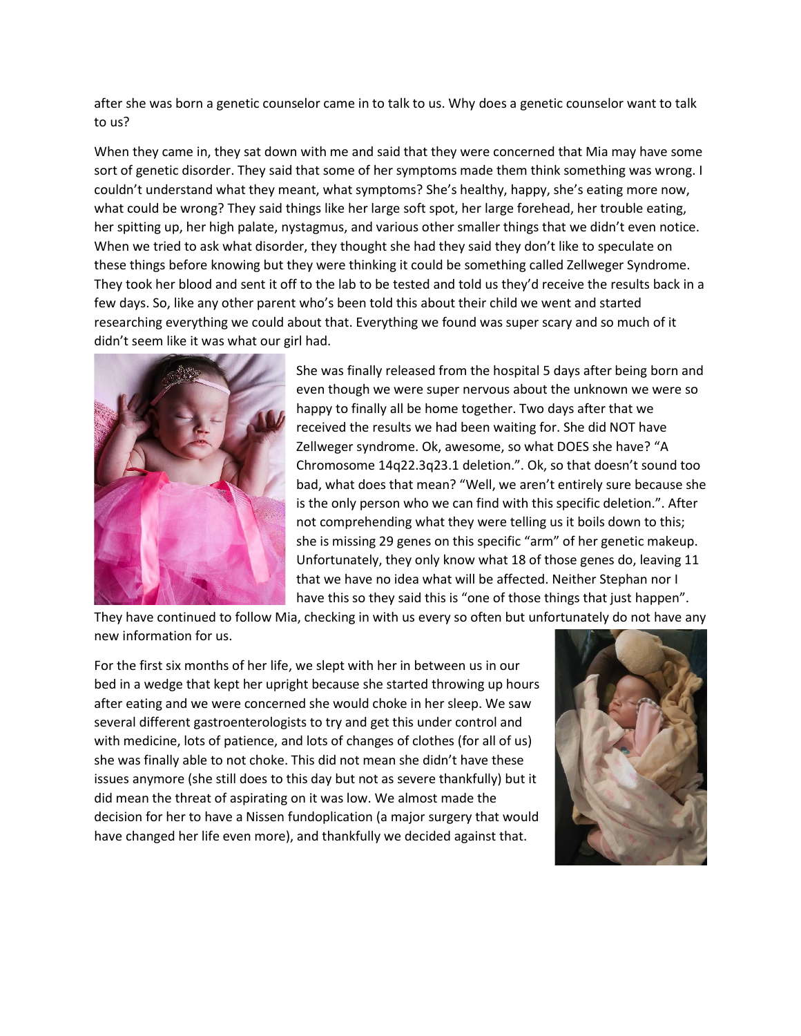after she was born a genetic counselor came in to talk to us. Why does a genetic counselor want to talk to us?

When they came in, they sat down with me and said that they were concerned that Mia may have some sort of genetic disorder. They said that some of her symptoms made them think something was wrong. I couldn't understand what they meant, what symptoms? She's healthy, happy, she's eating more now, what could be wrong? They said things like her large soft spot, her large forehead, her trouble eating, her spitting up, her high palate, nystagmus, and various other smaller things that we didn't even notice. When we tried to ask what disorder, they thought she had they said they don't like to speculate on these things before knowing but they were thinking it could be something called Zellweger Syndrome. They took her blood and sent it off to the lab to be tested and told us they'd receive the results back in a few days. So, like any other parent who's been told this about their child we went and started researching everything we could about that. Everything we found was super scary and so much of it didn't seem like it was what our girl had.

She was finally released from the hospital 5 days after being born and even though we were super nervous about the unknown we were so happy to finally all be home together. Two days after that we received the results we had been waiting for. She did NOT have Zellweger syndrome. Ok, awesome, so what DOES she have? "A Chromosome 14q22.3q23.1 deletion.". Ok, so that doesn't sound too bad, what does that mean? "Well, we aren't entirely sure because she is the only person who we can find with this specific deletion.". After not comprehending what they were telling us it boils down to this; she is missing 29 genes on this specific "arm" of her genetic makeup. Unfortunately, they only know what 18 of those genes do, leaving 11 that we have no idea what will be affected. Neither Stephan nor I have this so they said this is "one of those things that just happen". They have continued to follow Mia, checking in with us every so often but unfortunately do not have any new information for us.

For the first six months of her life, we slept with her in between us in our bed in a wedge that kept her upright because she started throwing up hours after eating and we were concerned she would choke in her sleep. We saw several different gastroenterologists to try and get this under control and with medicine, lots of patience, and lots of changes of clothes (for all of us) she was finally able to not choke. This did not mean she didn't have these issues anymore (she still does to this day but not as severe thankfully) but it did mean the threat of aspirating on it was low. We almost made the decision for her to have a Nissen fundoplication (a major surgery that would have changed her life even more), and thankfully we decided against that.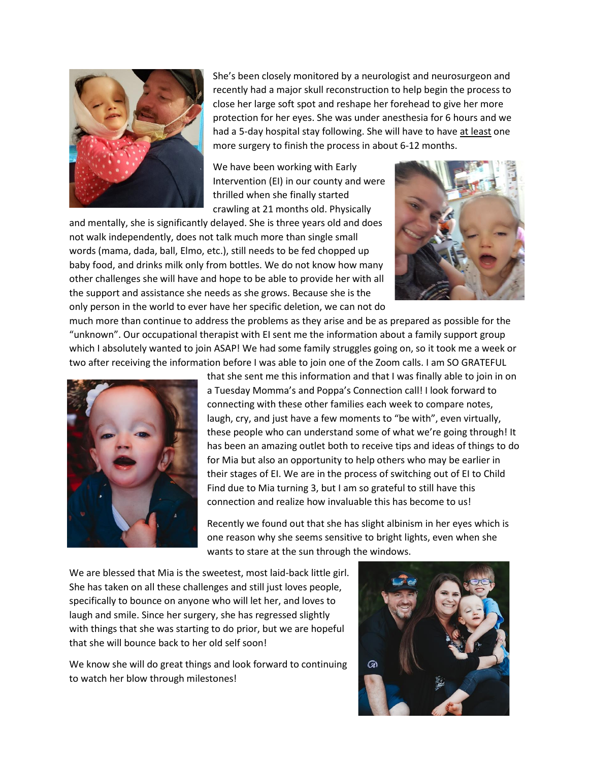She's been closely monitored by a neurologist and neurosurgeon and recently had a major skull reconstruction to help begin the process to close her large soft spot and reshape her forehead to give her more protection for her eyes. She was under anesthesia for 6 hours and we had a 5-day hospital stay following. She will have to have at least one more surgery to finish the process in about 6-12 months.

We have been working with Early Intervention (EI) in our county and were thrilled when she finally started crawling at 21 months old. Physically and mentally, she is significantly delayed. She is three years old and does not walk independently, does not talk much more than single small words (mama, dada, ball, Elmo, etc.), still needs to be fed chopped up baby food, and drinks milk only from bottles. We do not know how many other challenges she will have and hope to be able to provide her with all the support and assistance she needs as she grows. Because she is the only person in the world to ever have her specific deletion, we can not do much more than continue to address the problems as they arise and be as prepared as possible for the "unknown". Our occupational therapist with EI sent me the information about a family support group which I absolutely wanted to join ASAP! We had some family struggles going on, so it took me a week or two after receiving the information before I was able to join one of the Zoom calls. I am SO GRATEFUL that she sent me this information and that I was finally able to join in on a Tuesday Momma's and Poppa's Connection call! I look forward to connecting with these other families each week to compare notes, laugh, cry, and just have a few moments to "be with", even virtually, these people who can understand some of what we're going through! It has been an amazing outlet both to receive tips and ideas of things to do for Mia but also an opportunity to help others who may be earlier in their stages of EI. We are in the process of switching out of EI to Child Find due to Mia turning 3, but I am so grateful to still have this connection and realize how invaluable this has become to us!

Recently we found out that she has slight albinism in her eyes which is one reason why she seems sensitive to bright lights, even when she wants to stare at the sun through the windows.

We are blessed that Mia is the sweetest, most laid-back little girl. She has taken on all these challenges and still just loves people, specifically to bounce on anyone who will let her, and loves to laugh and smile. Since her surgery, she has regressed slightly with things that she was starting to do prior, but we are hopeful that she will bounce back to her old self soon!

We know she will do great things and look forward to continuing to watch her blow through milestones!